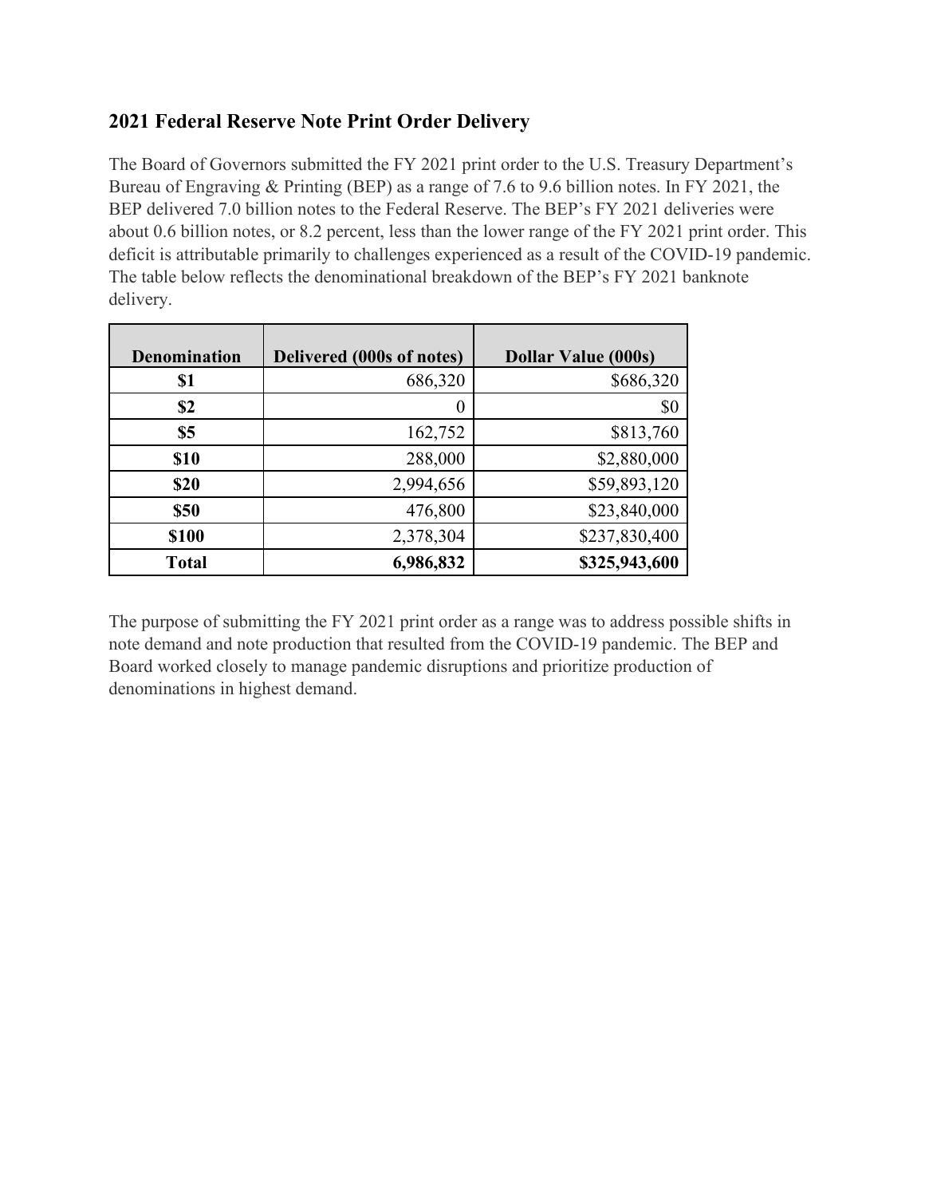## 2021 Federal Reserve Note Print Order Delivery

The Board of Governors submitted the FY 2021 print order to the U.S. Treasury Department's Bureau of Engraving & Printing (BEP) as a range of 7.6 to 9.6 billion notes. In FY 2021, the BEP delivered 7.0 billion notes to the Federal Reserve. The BEP's FY 2021 deliveries were about 0.6 billion notes, or 8.2 percent, less than the lower range of the FY 2021 print order. This deficit is attributable primarily to challenges experienced as a result of the COVID-19 pandemic. The table below reflects the denominational breakdown of the BEP's FY 2021 banknote delivery.

| Denomination | Delivered (000s of notes) | Dollar Value (000s) |
|---|---|---|
| **$1** | 686,320 | $686,320 |
| **$2** | 0 | $0 |
| **$5** | 162,752 | $813,760 |
| **$10** | 288,000 | $2,880,000 |
| **$20** | 2,994,656 | $59,893,120 |
| **$50** | 476,800 | $23,840,000 |
| **$100** | 2,378,304 | $237,830,400 |
| **Total** | **6,986,832** | **$325,943,600** |

The purpose of submitting the FY 2021 print order as a range was to address possible shifts in note demand and note production that resulted from the COVID-19 pandemic. The BEP and Board worked closely to manage pandemic disruptions and prioritize production of denominations in highest demand.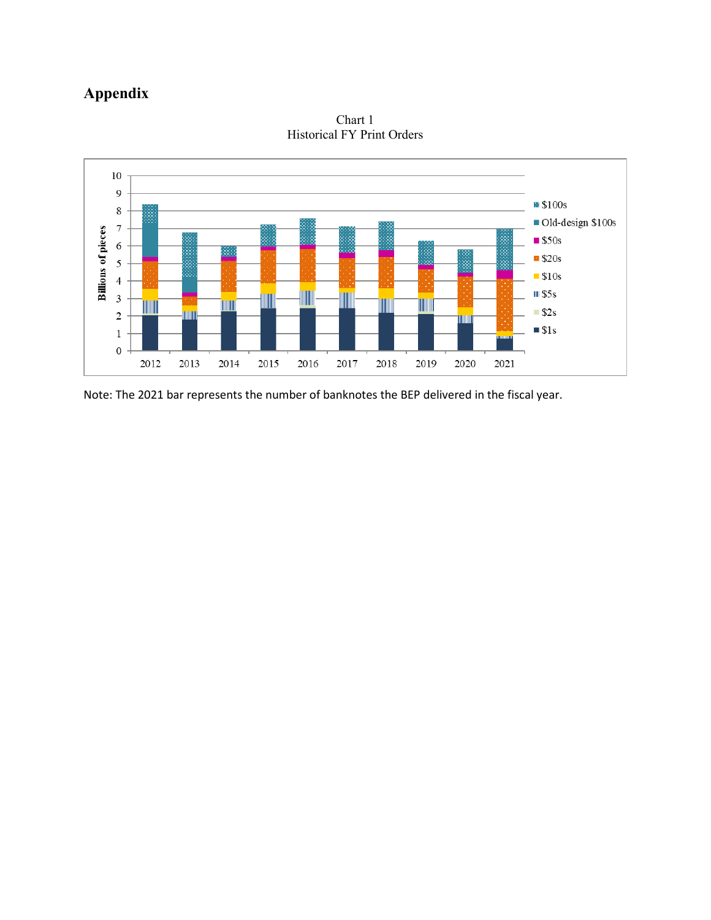# Appendix

Chart 1
Historical FY Print Orders

Billions of pieces

10
9
8
7
6
5
4
3
2
1
0

2012 2013 2014 2015 2016 2017 2018 2019 2020 2021

$100s
Old-design $100s
$50s
$20s
$10s
$5s
$2s
$1s

Note: The 2021 bar represents the number of banknotes the BEP delivered in the fiscal year.